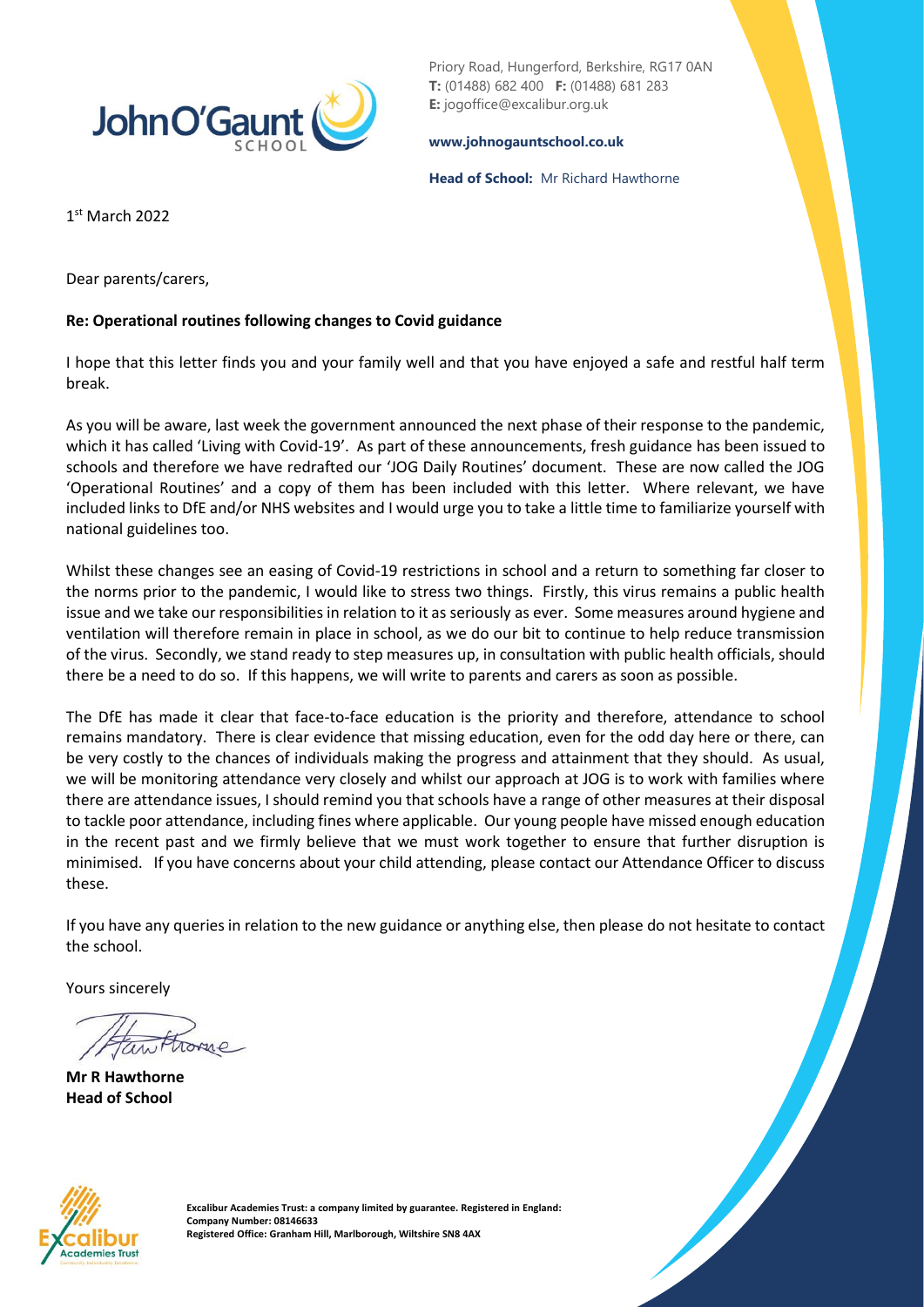Priory Road, Hungerford, Berkshire, RG17 0AN
**T:** (01488) 682 400 **F:** (01488) 681 283
**E:** jogoffice@excalibur.org.uk

**www.johnogauntschool.co.uk**

**Head of School:** Mr Richard Hawthorne

1st March 2022

Dear parents/carers,

**Re: Operational routines following changes to Covid guidance**

I hope that this letter finds you and your family well and that you have enjoyed a safe and restful half term break.

As you will be aware, last week the government announced the next phase of their response to the pandemic, which it has called 'Living with Covid-19'. As part of these announcements, fresh guidance has been issued to schools and therefore we have redrafted our 'JOG Daily Routines' document. These are now called the JOG 'Operational Routines' and a copy of them has been included with this letter. Where relevant, we have included links to DfE and/or NHS websites and I would urge you to take a little time to familiarize yourself with national guidelines too.

Whilst these changes see an easing of Covid-19 restrictions in school and a return to something far closer to the norms prior to the pandemic, I would like to stress two things. Firstly, this virus remains a public health issue and we take our responsibilities in relation to it as seriously as ever. Some measures around hygiene and ventilation will therefore remain in place in school, as we do our bit to continue to help reduce transmission of the virus. Secondly, we stand ready to step measures up, in consultation with public health officials, should there be a need to do so. If this happens, we will write to parents and carers as soon as possible.

The DfE has made it clear that face-to-face education is the priority and therefore, attendance to school remains mandatory. There is clear evidence that missing education, even for the odd day here or there, can be very costly to the chances of individuals making the progress and attainment that they should. As usual, we will be monitoring attendance very closely and whilst our approach at JOG is to work with families where there are attendance issues, I should remind you that schools have a range of other measures at their disposal to tackle poor attendance, including fines where applicable. Our young people have missed enough education in the recent past and we firmly believe that we must work together to ensure that further disruption is minimised. If you have concerns about your child attending, please contact our Attendance Officer to discuss these.

If you have any queries in relation to the new guidance or anything else, then please do not hesitate to contact the school.

Yours sincerely

**Mr R Hawthorne**
**Head of School**

**Excalibur Academies Trust: a company limited by guarantee. Registered in England:**
**Company Number: 08146633**
**Registered Office: Granham Hill, Marlborough, Wiltshire SN8 4AX**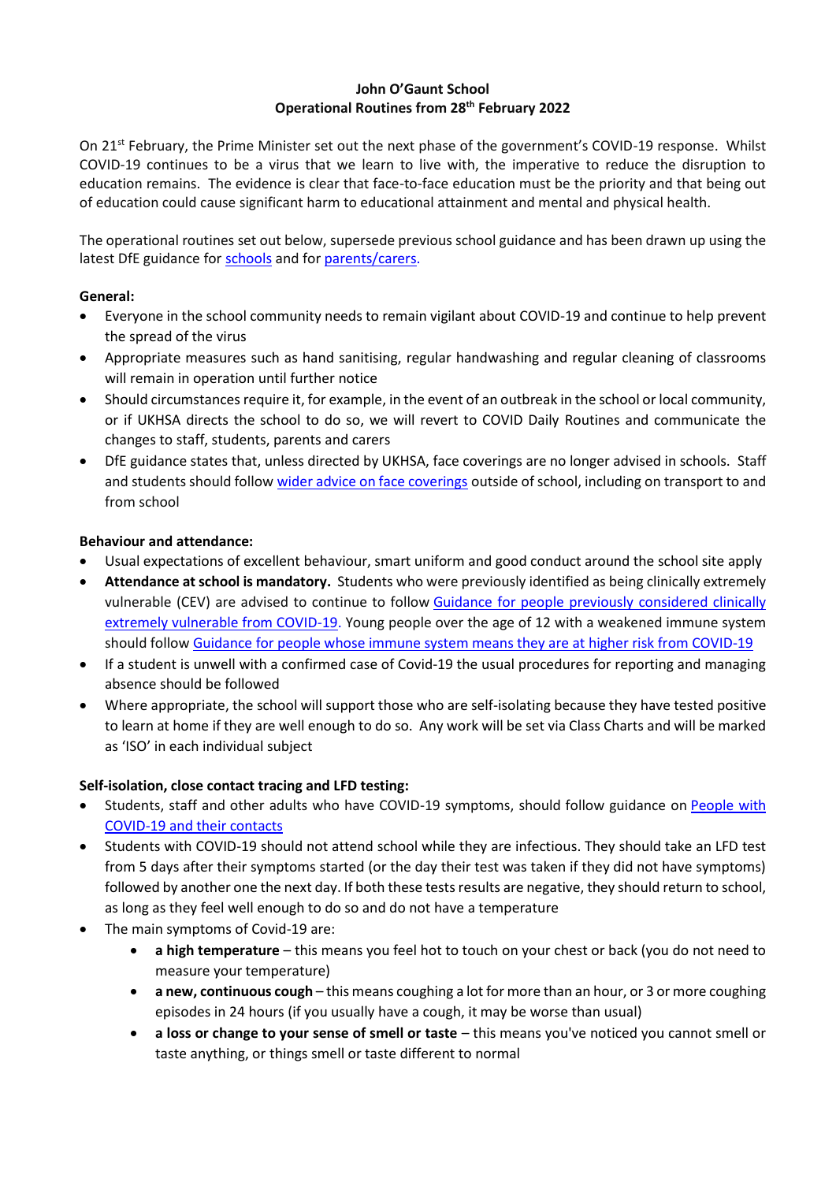**John O'Gaunt School**
**Operational Routines from 28th February 2022**

On 21st February, the Prime Minister set out the next phase of the government's COVID-19 response. Whilst COVID-19 continues to be a virus that we learn to live with, the imperative to reduce the disruption to education remains. The evidence is clear that face-to-face education must be the priority and that being out of education could cause significant harm to educational attainment and mental and physical health.

The operational routines set out below, supersede previous school guidance and has been drawn up using the latest DfE guidance for schools and for parents/carers.

**General:**

- Everyone in the school community needs to remain vigilant about COVID-19 and continue to help prevent the spread of the virus
- Appropriate measures such as hand sanitising, regular handwashing and regular cleaning of classrooms will remain in operation until further notice
- Should circumstances require it, for example, in the event of an outbreak in the school or local community, or if UKHSA directs the school to do so, we will revert to COVID Daily Routines and communicate the changes to staff, students, parents and carers
- DfE guidance states that, unless directed by UKHSA, face coverings are no longer advised in schools. Staff and students should follow wider advice on face coverings outside of school, including on transport to and from school

**Behaviour and attendance:**

- Usual expectations of excellent behaviour, smart uniform and good conduct around the school site apply
- **Attendance at school is mandatory.** Students who were previously identified as being clinically extremely vulnerable (CEV) are advised to continue to follow Guidance for people previously considered clinically extremely vulnerable from COVID-19. Young people over the age of 12 with a weakened immune system should follow Guidance for people whose immune system means they are at higher risk from COVID-19
- If a student is unwell with a confirmed case of Covid-19 the usual procedures for reporting and managing absence should be followed
- Where appropriate, the school will support those who are self-isolating because they have tested positive to learn at home if they are well enough to do so. Any work will be set via Class Charts and will be marked as 'ISO' in each individual subject

**Self-isolation, close contact tracing and LFD testing:**

- Students, staff and other adults who have COVID-19 symptoms, should follow guidance on People with COVID-19 and their contacts
- Students with COVID-19 should not attend school while they are infectious. They should take an LFD test from 5 days after their symptoms started (or the day their test was taken if they did not have symptoms) followed by another one the next day. If both these tests results are negative, they should return to school, as long as they feel well enough to do so and do not have a temperature
- The main symptoms of Covid-19 are:
  - **a high temperature** – this means you feel hot to touch on your chest or back (you do not need to measure your temperature)
  - **a new, continuous cough** – this means coughing a lot for more than an hour, or 3 or more coughing episodes in 24 hours (if you usually have a cough, it may be worse than usual)
  - **a loss or change to your sense of smell or taste** – this means you've noticed you cannot smell or taste anything, or things smell or taste different to normal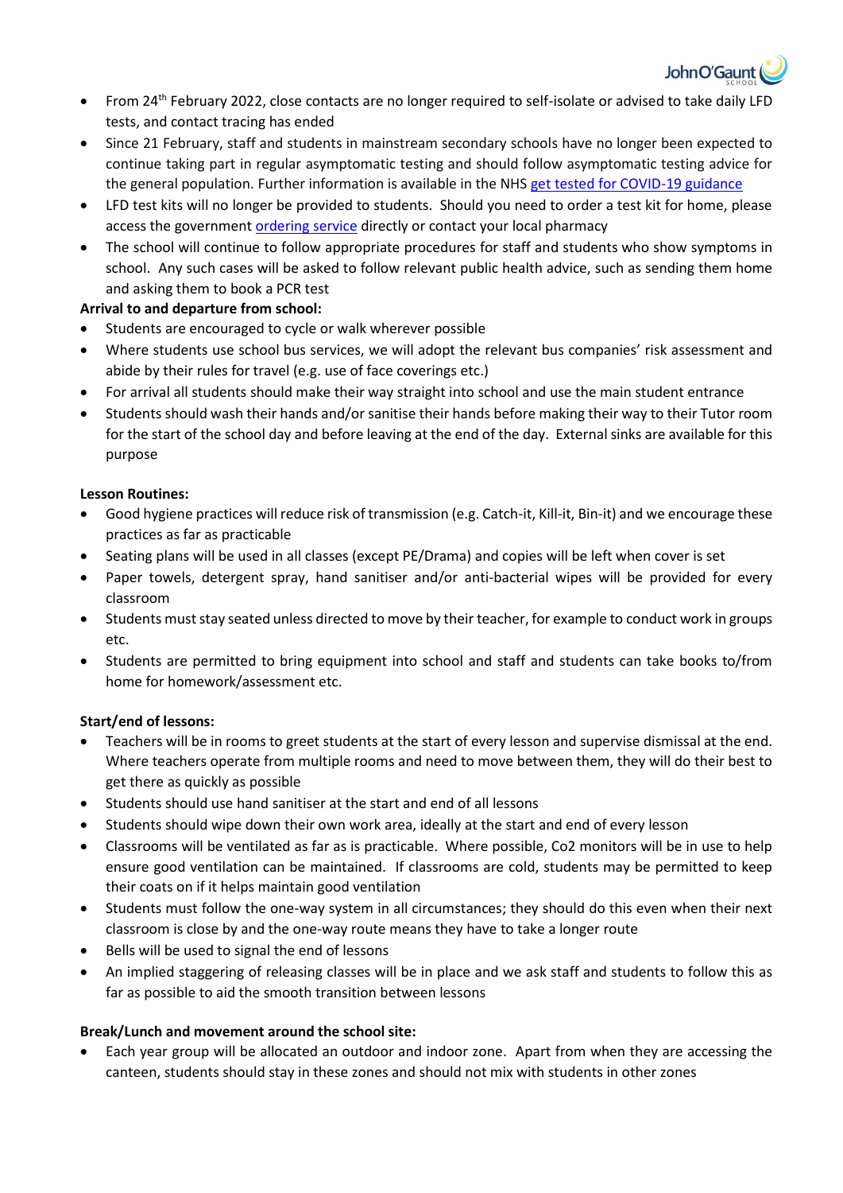- From 24th February 2022, close contacts are no longer required to self-isolate or advised to take daily LFD tests, and contact tracing has ended
- Since 21 February, staff and students in mainstream secondary schools have no longer been expected to continue taking part in regular asymptomatic testing and should follow asymptomatic testing advice for the general population. Further information is available in the NHS get tested for COVID-19 guidance
- LFD test kits will no longer be provided to students. Should you need to order a test kit for home, please access the government ordering service directly or contact your local pharmacy
- The school will continue to follow appropriate procedures for staff and students who show symptoms in school. Any such cases will be asked to follow relevant public health advice, such as sending them home and asking them to book a PCR test

**Arrival to and departure from school:**

- Students are encouraged to cycle or walk wherever possible
- Where students use school bus services, we will adopt the relevant bus companies' risk assessment and abide by their rules for travel (e.g. use of face coverings etc.)
- For arrival all students should make their way straight into school and use the main student entrance
- Students should wash their hands and/or sanitise their hands before making their way to their Tutor room for the start of the school day and before leaving at the end of the day. External sinks are available for this purpose

**Lesson Routines:**

- Good hygiene practices will reduce risk of transmission (e.g. Catch-it, Kill-it, Bin-it) and we encourage these practices as far as practicable
- Seating plans will be used in all classes (except PE/Drama) and copies will be left when cover is set
- Paper towels, detergent spray, hand sanitiser and/or anti-bacterial wipes will be provided for every classroom
- Students must stay seated unless directed to move by their teacher, for example to conduct work in groups etc.
- Students are permitted to bring equipment into school and staff and students can take books to/from home for homework/assessment etc.

**Start/end of lessons:**

- Teachers will be in rooms to greet students at the start of every lesson and supervise dismissal at the end. Where teachers operate from multiple rooms and need to move between them, they will do their best to get there as quickly as possible
- Students should use hand sanitiser at the start and end of all lessons
- Students should wipe down their own work area, ideally at the start and end of every lesson
- Classrooms will be ventilated as far as is practicable. Where possible, Co2 monitors will be in use to help ensure good ventilation can be maintained. If classrooms are cold, students may be permitted to keep their coats on if it helps maintain good ventilation
- Students must follow the one-way system in all circumstances; they should do this even when their next classroom is close by and the one-way route means they have to take a longer route
- Bells will be used to signal the end of lessons
- An implied staggering of releasing classes will be in place and we ask staff and students to follow this as far as possible to aid the smooth transition between lessons

**Break/Lunch and movement around the school site:**

- Each year group will be allocated an outdoor and indoor zone. Apart from when they are accessing the canteen, students should stay in these zones and should not mix with students in other zones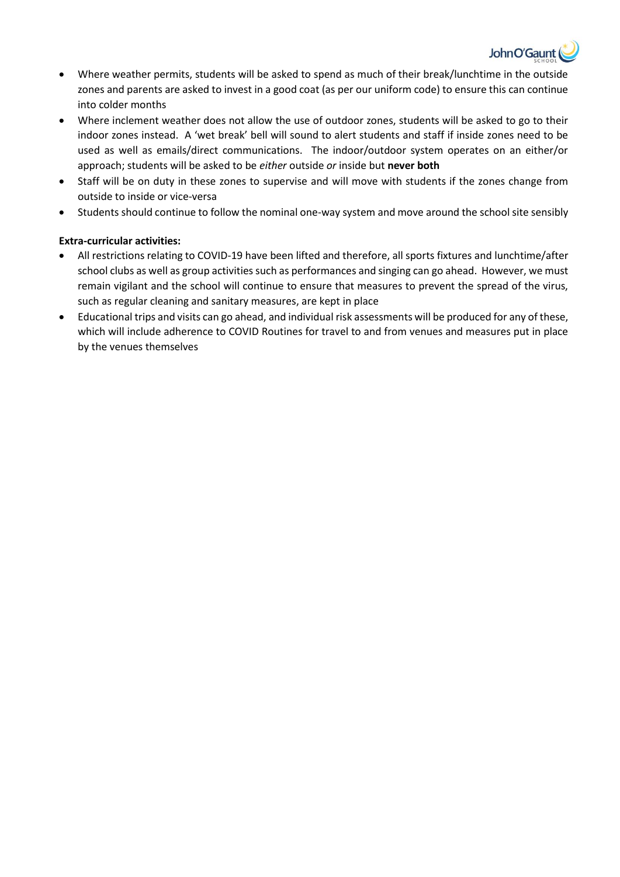- Where weather permits, students will be asked to spend as much of their break/lunchtime in the outside zones and parents are asked to invest in a good coat (as per our uniform code) to ensure this can continue into colder months
- Where inclement weather does not allow the use of outdoor zones, students will be asked to go to their indoor zones instead. A 'wet break' bell will sound to alert students and staff if inside zones need to be used as well as emails/direct communications. The indoor/outdoor system operates on an either/or approach; students will be asked to be *either* outside *or* inside but **never both**
- Staff will be on duty in these zones to supervise and will move with students if the zones change from outside to inside or vice-versa
- Students should continue to follow the nominal one-way system and move around the school site sensibly

**Extra-curricular activities:**

- All restrictions relating to COVID-19 have been lifted and therefore, all sports fixtures and lunchtime/after school clubs as well as group activities such as performances and singing can go ahead. However, we must remain vigilant and the school will continue to ensure that measures to prevent the spread of the virus, such as regular cleaning and sanitary measures, are kept in place
- Educational trips and visits can go ahead, and individual risk assessments will be produced for any of these, which will include adherence to COVID Routines for travel to and from venues and measures put in place by the venues themselves